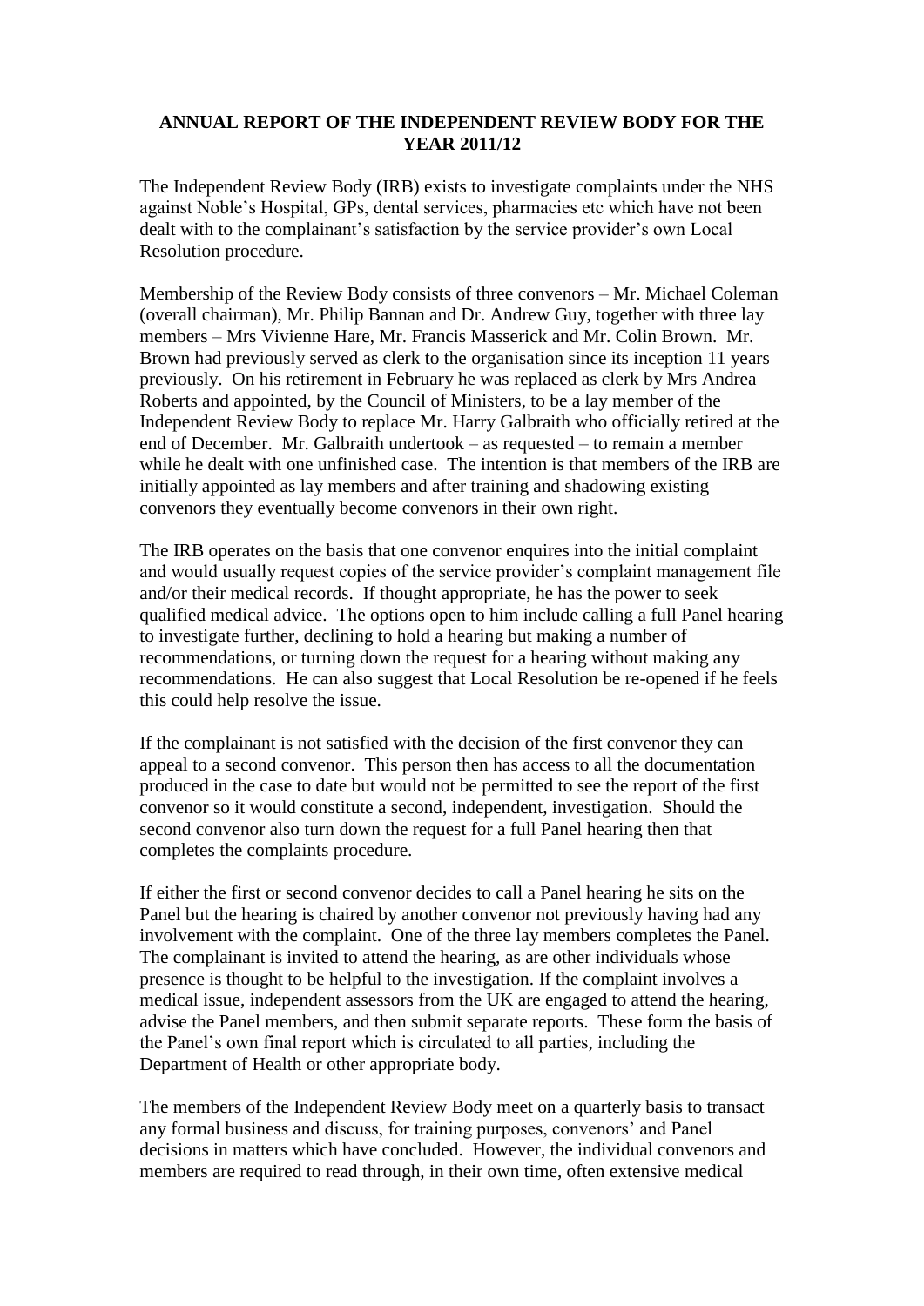# ANNUAL REPORT OF THE INDEPENDENT REVIEW BODY FOR THE YEAR 2011/12

The Independent Review Body (IRB) exists to investigate complaints under the NHS against Noble's Hospital, GPs, dental services, pharmacies etc which have not been dealt with to the complainant's satisfaction by the service provider's own Local Resolution procedure.

Membership of the Review Body consists of three convenors – Mr. Michael Coleman (overall chairman), Mr. Philip Bannan and Dr. Andrew Guy, together with three lay members – Mrs Vivienne Hare, Mr. Francis Masserick and Mr. Colin Brown. Mr. Brown had previously served as clerk to the organisation since its inception 11 years previously. On his retirement in February he was replaced as clerk by Mrs Andrea Roberts and appointed, by the Council of Ministers, to be a lay member of the Independent Review Body to replace Mr. Harry Galbraith who officially retired at the end of December. Mr. Galbraith undertook – as requested – to remain a member while he dealt with one unfinished case. The intention is that members of the IRB are initially appointed as lay members and after training and shadowing existing convenors they eventually become convenors in their own right.

The IRB operates on the basis that one convenor enquires into the initial complaint and would usually request copies of the service provider's complaint management file and/or their medical records. If thought appropriate, he has the power to seek qualified medical advice. The options open to him include calling a full Panel hearing to investigate further, declining to hold a hearing but making a number of recommendations, or turning down the request for a hearing without making any recommendations. He can also suggest that Local Resolution be re-opened if he feels this could help resolve the issue.

If the complainant is not satisfied with the decision of the first convenor they can appeal to a second convenor. This person then has access to all the documentation produced in the case to date but would not be permitted to see the report of the first convenor so it would constitute a second, independent, investigation. Should the second convenor also turn down the request for a full Panel hearing then that completes the complaints procedure.

If either the first or second convenor decides to call a Panel hearing he sits on the Panel but the hearing is chaired by another convenor not previously having had any involvement with the complaint. One of the three lay members completes the Panel. The complainant is invited to attend the hearing, as are other individuals whose presence is thought to be helpful to the investigation. If the complaint involves a medical issue, independent assessors from the UK are engaged to attend the hearing, advise the Panel members, and then submit separate reports. These form the basis of the Panel's own final report which is circulated to all parties, including the Department of Health or other appropriate body.

The members of the Independent Review Body meet on a quarterly basis to transact any formal business and discuss, for training purposes, convenors' and Panel decisions in matters which have concluded. However, the individual convenors and members are required to read through, in their own time, often extensive medical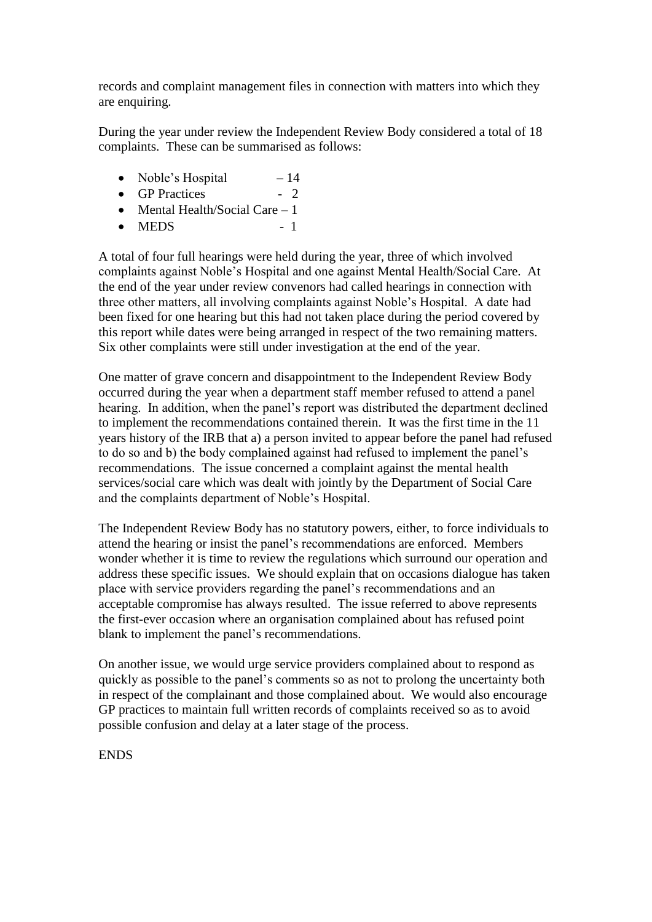records and complaint management files in connection with matters into which they are enquiring.

During the year under review the Independent Review Body considered a total of 18 complaints. These can be summarised as follows:

- Noble's Hospital – 14
- GP Practices - 2
- Mental Health/Social Care – 1
- MEDS - 1

A total of four full hearings were held during the year, three of which involved complaints against Noble's Hospital and one against Mental Health/Social Care. At the end of the year under review convenors had called hearings in connection with three other matters, all involving complaints against Noble's Hospital. A date had been fixed for one hearing but this had not taken place during the period covered by this report while dates were being arranged in respect of the two remaining matters. Six other complaints were still under investigation at the end of the year.

One matter of grave concern and disappointment to the Independent Review Body occurred during the year when a department staff member refused to attend a panel hearing. In addition, when the panel's report was distributed the department declined to implement the recommendations contained therein. It was the first time in the 11 years history of the IRB that a) a person invited to appear before the panel had refused to do so and b) the body complained against had refused to implement the panel's recommendations. The issue concerned a complaint against the mental health services/social care which was dealt with jointly by the Department of Social Care and the complaints department of Noble's Hospital.

The Independent Review Body has no statutory powers, either, to force individuals to attend the hearing or insist the panel's recommendations are enforced. Members wonder whether it is time to review the regulations which surround our operation and address these specific issues. We should explain that on occasions dialogue has taken place with service providers regarding the panel's recommendations and an acceptable compromise has always resulted. The issue referred to above represents the first-ever occasion where an organisation complained about has refused point blank to implement the panel's recommendations.

On another issue, we would urge service providers complained about to respond as quickly as possible to the panel's comments so as not to prolong the uncertainty both in respect of the complainant and those complained about. We would also encourage GP practices to maintain full written records of complaints received so as to avoid possible confusion and delay at a later stage of the process.

ENDS